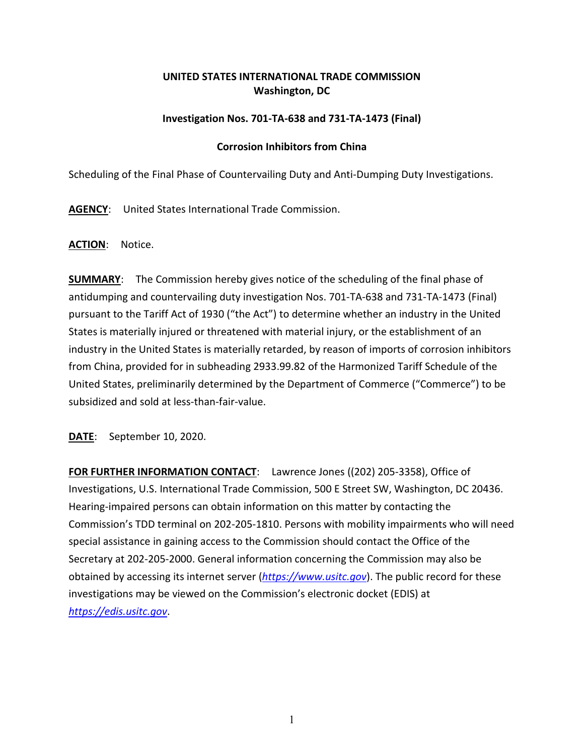**UNITED STATES INTERNATIONAL TRADE COMMISSION**
**Washington, DC**

**Investigation Nos. 701-TA-638 and 731-TA-1473 (Final)**

**Corrosion Inhibitors from China**

Scheduling of the Final Phase of Countervailing Duty and Anti-Dumping Duty Investigations.

**AGENCY**: United States International Trade Commission.

**ACTION**: Notice.

**SUMMARY**: The Commission hereby gives notice of the scheduling of the final phase of antidumping and countervailing duty investigation Nos. 701-TA-638 and 731-TA-1473 (Final) pursuant to the Tariff Act of 1930 ("the Act") to determine whether an industry in the United States is materially injured or threatened with material injury, or the establishment of an industry in the United States is materially retarded, by reason of imports of corrosion inhibitors from China, provided for in subheading 2933.99.82 of the Harmonized Tariff Schedule of the United States, preliminarily determined by the Department of Commerce ("Commerce") to be subsidized and sold at less-than-fair-value.

**DATE**: September 10, 2020.

**FOR FURTHER INFORMATION CONTACT**: Lawrence Jones ((202) 205-3358), Office of Investigations, U.S. International Trade Commission, 500 E Street SW, Washington, DC 20436. Hearing-impaired persons can obtain information on this matter by contacting the Commission's TDD terminal on 202-205-1810. Persons with mobility impairments who will need special assistance in gaining access to the Commission should contact the Office of the Secretary at 202-205-2000. General information concerning the Commission may also be obtained by accessing its internet server (*https://www.usitc.gov*). The public record for these investigations may be viewed on the Commission's electronic docket (EDIS) at *https://edis.usitc.gov*.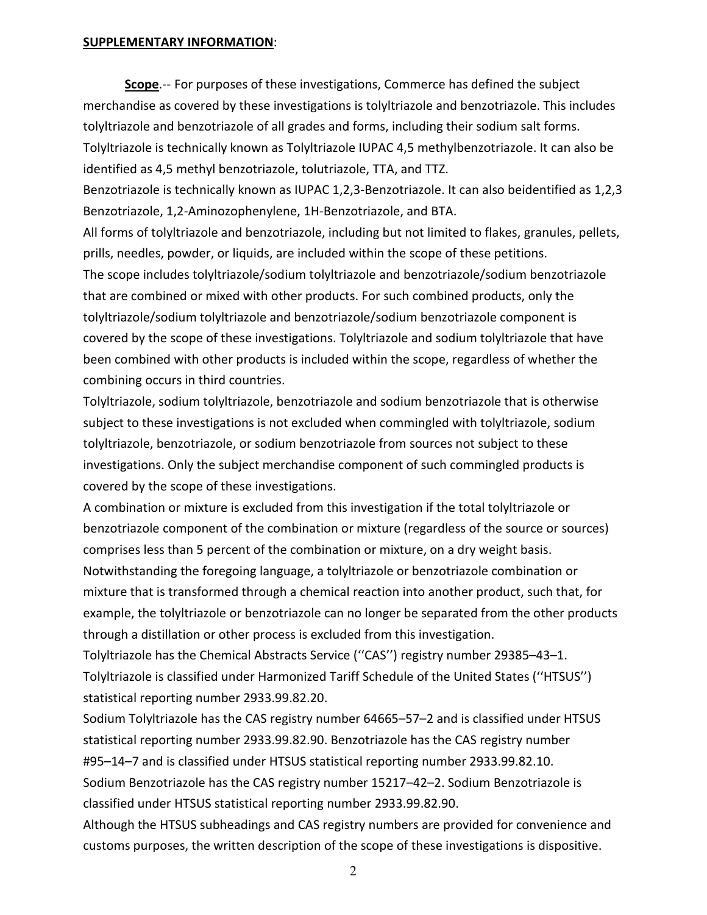**SUPPLEMENTARY INFORMATION**:

**Scope**.-- For purposes of these investigations, Commerce has defined the subject merchandise as covered by these investigations is tolyltriazole and benzotriazole. This includes tolyltriazole and benzotriazole of all grades and forms, including their sodium salt forms. Tolyltriazole is technically known as Tolyltriazole IUPAC 4,5 methylbenzotriazole. It can also be identified as 4,5 methyl benzotriazole, tolutriazole, TTA, and TTZ.

Benzotriazole is technically known as IUPAC 1,2,3-Benzotriazole. It can also beidentified as 1,2,3 Benzotriazole, 1,2-Aminozophenylene, 1H-Benzotriazole, and BTA.

All forms of tolyltriazole and benzotriazole, including but not limited to flakes, granules, pellets, prills, needles, powder, or liquids, are included within the scope of these petitions.

The scope includes tolyltriazole/sodium tolyltriazole and benzotriazole/sodium benzotriazole that are combined or mixed with other products. For such combined products, only the tolyltriazole/sodium tolyltriazole and benzotriazole/sodium benzotriazole component is covered by the scope of these investigations. Tolyltriazole and sodium tolyltriazole that have been combined with other products is included within the scope, regardless of whether the combining occurs in third countries.

Tolyltriazole, sodium tolyltriazole, benzotriazole and sodium benzotriazole that is otherwise subject to these investigations is not excluded when commingled with tolyltriazole, sodium tolyltriazole, benzotriazole, or sodium benzotriazole from sources not subject to these investigations. Only the subject merchandise component of such commingled products is covered by the scope of these investigations.

A combination or mixture is excluded from this investigation if the total tolyltriazole or benzotriazole component of the combination or mixture (regardless of the source or sources) comprises less than 5 percent of the combination or mixture, on a dry weight basis.

Notwithstanding the foregoing language, a tolyltriazole or benzotriazole combination or mixture that is transformed through a chemical reaction into another product, such that, for example, the tolyltriazole or benzotriazole can no longer be separated from the other products through a distillation or other process is excluded from this investigation.

Tolyltriazole has the Chemical Abstracts Service (''CAS'') registry number 29385–43–1. Tolyltriazole is classified under Harmonized Tariff Schedule of the United States (''HTSUS'') statistical reporting number 2933.99.82.20.

Sodium Tolyltriazole has the CAS registry number 64665–57–2 and is classified under HTSUS statistical reporting number 2933.99.82.90. Benzotriazole has the CAS registry number #95–14–7 and is classified under HTSUS statistical reporting number 2933.99.82.10.

Sodium Benzotriazole has the CAS registry number 15217–42–2. Sodium Benzotriazole is classified under HTSUS statistical reporting number 2933.99.82.90.

Although the HTSUS subheadings and CAS registry numbers are provided for convenience and customs purposes, the written description of the scope of these investigations is dispositive.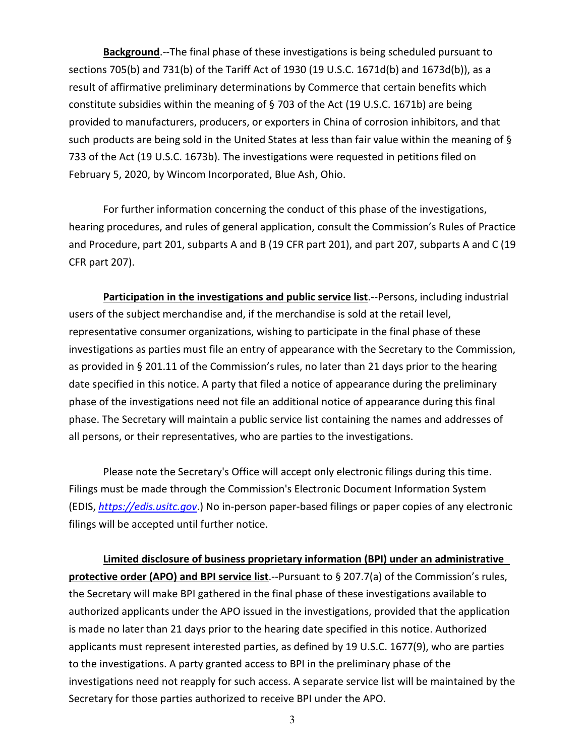**Background**.--The final phase of these investigations is being scheduled pursuant to sections 705(b) and 731(b) of the Tariff Act of 1930 (19 U.S.C. 1671d(b) and 1673d(b)), as a result of affirmative preliminary determinations by Commerce that certain benefits which constitute subsidies within the meaning of § 703 of the Act (19 U.S.C. 1671b) are being provided to manufacturers, producers, or exporters in China of corrosion inhibitors, and that such products are being sold in the United States at less than fair value within the meaning of § 733 of the Act (19 U.S.C. 1673b). The investigations were requested in petitions filed on February 5, 2020, by Wincom Incorporated, Blue Ash, Ohio.

For further information concerning the conduct of this phase of the investigations, hearing procedures, and rules of general application, consult the Commission's Rules of Practice and Procedure, part 201, subparts A and B (19 CFR part 201), and part 207, subparts A and C (19 CFR part 207).

**Participation in the investigations and public service list**.--Persons, including industrial users of the subject merchandise and, if the merchandise is sold at the retail level, representative consumer organizations, wishing to participate in the final phase of these investigations as parties must file an entry of appearance with the Secretary to the Commission, as provided in § 201.11 of the Commission's rules, no later than 21 days prior to the hearing date specified in this notice. A party that filed a notice of appearance during the preliminary phase of the investigations need not file an additional notice of appearance during this final phase. The Secretary will maintain a public service list containing the names and addresses of all persons, or their representatives, who are parties to the investigations.

Please note the Secretary's Office will accept only electronic filings during this time. Filings must be made through the Commission's Electronic Document Information System (EDIS, *https://edis.usitc.gov*.) No in-person paper-based filings or paper copies of any electronic filings will be accepted until further notice.

**Limited disclosure of business proprietary information (BPI) under an administrative protective order (APO) and BPI service list**.--Pursuant to § 207.7(a) of the Commission's rules, the Secretary will make BPI gathered in the final phase of these investigations available to authorized applicants under the APO issued in the investigations, provided that the application is made no later than 21 days prior to the hearing date specified in this notice. Authorized applicants must represent interested parties, as defined by 19 U.S.C. 1677(9), who are parties to the investigations. A party granted access to BPI in the preliminary phase of the investigations need not reapply for such access. A separate service list will be maintained by the Secretary for those parties authorized to receive BPI under the APO.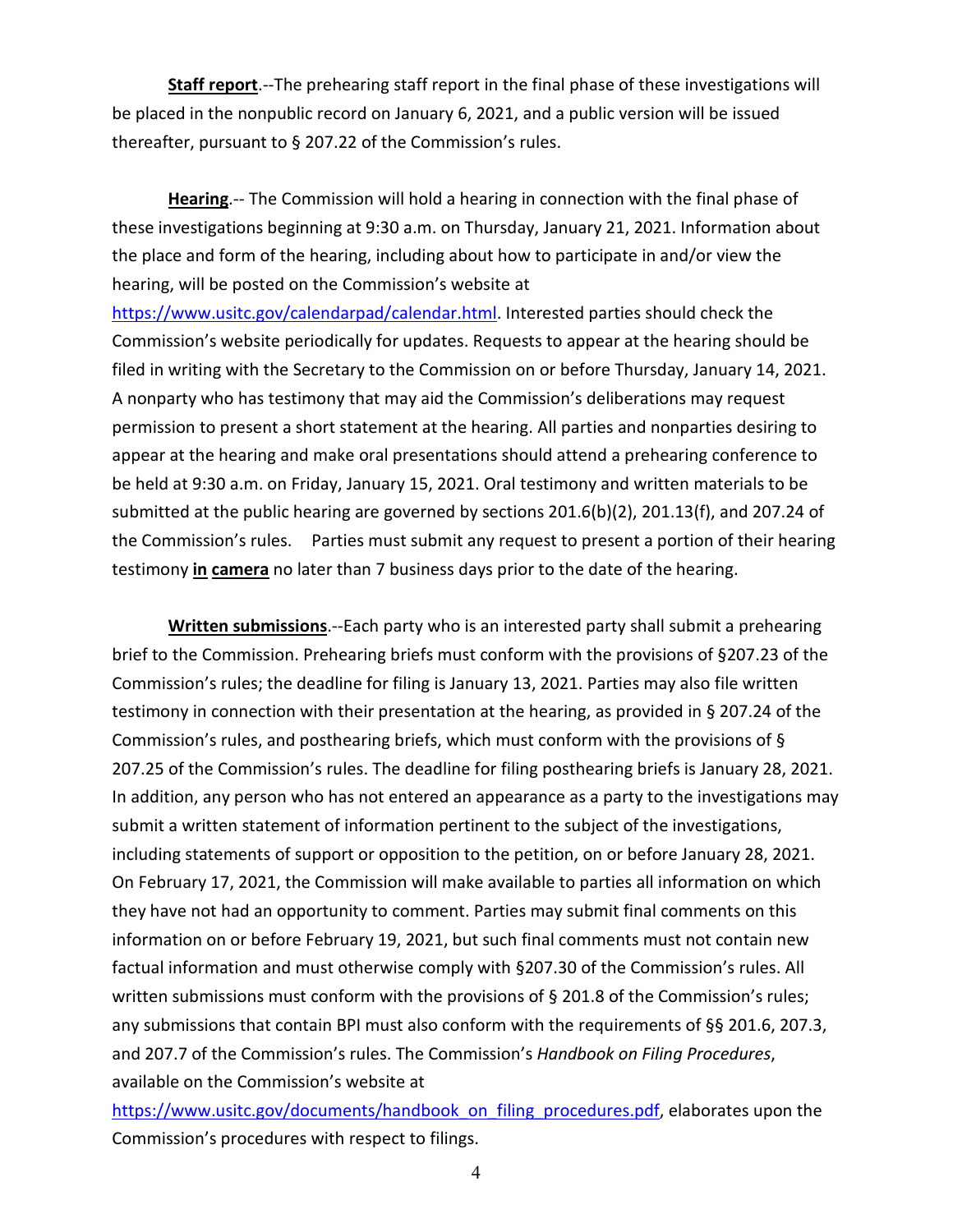**Staff report**.--The prehearing staff report in the final phase of these investigations will be placed in the nonpublic record on January 6, 2021, and a public version will be issued thereafter, pursuant to § 207.22 of the Commission's rules.

**Hearing**.-- The Commission will hold a hearing in connection with the final phase of these investigations beginning at 9:30 a.m. on Thursday, January 21, 2021. Information about the place and form of the hearing, including about how to participate in and/or view the hearing, will be posted on the Commission's website at https://www.usitc.gov/calendarpad/calendar.html. Interested parties should check the Commission's website periodically for updates. Requests to appear at the hearing should be filed in writing with the Secretary to the Commission on or before Thursday, January 14, 2021. A nonparty who has testimony that may aid the Commission's deliberations may request permission to present a short statement at the hearing. All parties and nonparties desiring to appear at the hearing and make oral presentations should attend a prehearing conference to be held at 9:30 a.m. on Friday, January 15, 2021. Oral testimony and written materials to be submitted at the public hearing are governed by sections 201.6(b)(2), 201.13(f), and 207.24 of the Commission's rules. Parties must submit any request to present a portion of their hearing testimony **in camera** no later than 7 business days prior to the date of the hearing.

**Written submissions**.--Each party who is an interested party shall submit a prehearing brief to the Commission. Prehearing briefs must conform with the provisions of §207.23 of the Commission's rules; the deadline for filing is January 13, 2021. Parties may also file written testimony in connection with their presentation at the hearing, as provided in § 207.24 of the Commission's rules, and posthearing briefs, which must conform with the provisions of § 207.25 of the Commission's rules. The deadline for filing posthearing briefs is January 28, 2021. In addition, any person who has not entered an appearance as a party to the investigations may submit a written statement of information pertinent to the subject of the investigations, including statements of support or opposition to the petition, on or before January 28, 2021. On February 17, 2021, the Commission will make available to parties all information on which they have not had an opportunity to comment. Parties may submit final comments on this information on or before February 19, 2021, but such final comments must not contain new factual information and must otherwise comply with §207.30 of the Commission's rules. All written submissions must conform with the provisions of § 201.8 of the Commission's rules; any submissions that contain BPI must also conform with the requirements of §§ 201.6, 207.3, and 207.7 of the Commission's rules. The Commission's *Handbook on Filing Procedures*, available on the Commission's website at https://www.usitc.gov/documents/handbook_on_filing_procedures.pdf, elaborates upon the Commission's procedures with respect to filings.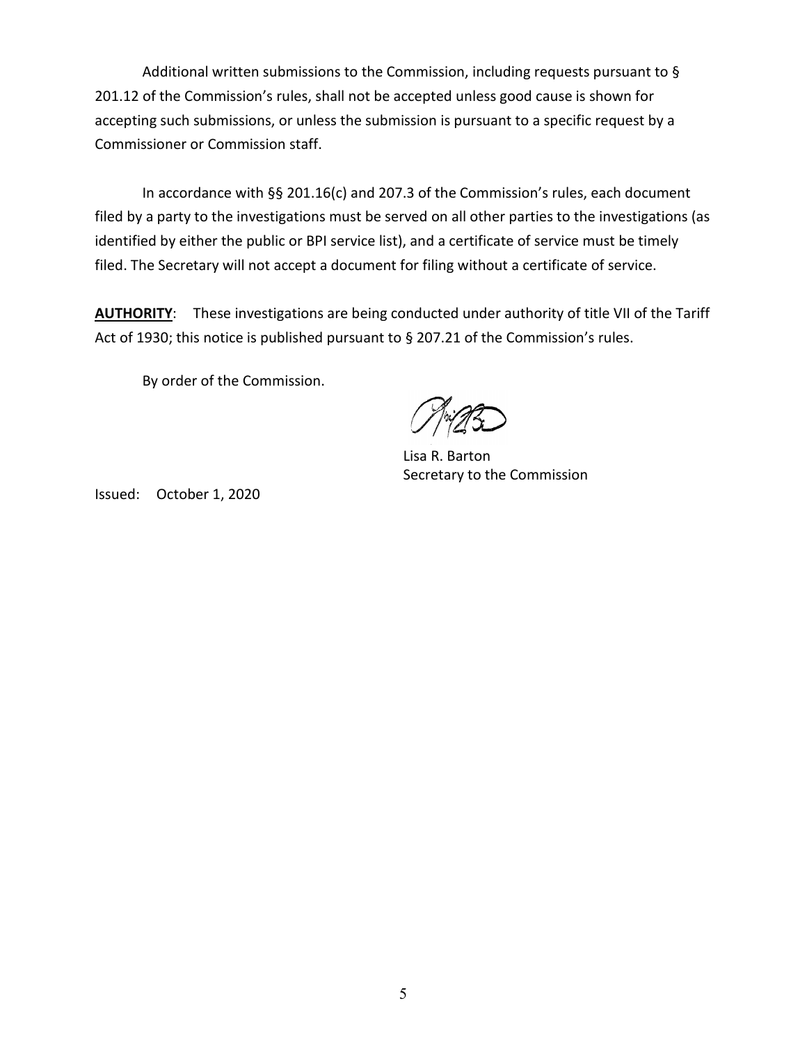Additional written submissions to the Commission, including requests pursuant to § 201.12 of the Commission's rules, shall not be accepted unless good cause is shown for accepting such submissions, or unless the submission is pursuant to a specific request by a Commissioner or Commission staff.

In accordance with §§ 201.16(c) and 207.3 of the Commission's rules, each document filed by a party to the investigations must be served on all other parties to the investigations (as identified by either the public or BPI service list), and a certificate of service must be timely filed. The Secretary will not accept a document for filing without a certificate of service.

**AUTHORITY**: These investigations are being conducted under authority of title VII of the Tariff Act of 1930; this notice is published pursuant to § 207.21 of the Commission's rules.

By order of the Commission.

Lisa R. Barton
Secretary to the Commission

Issued: October 1, 2020